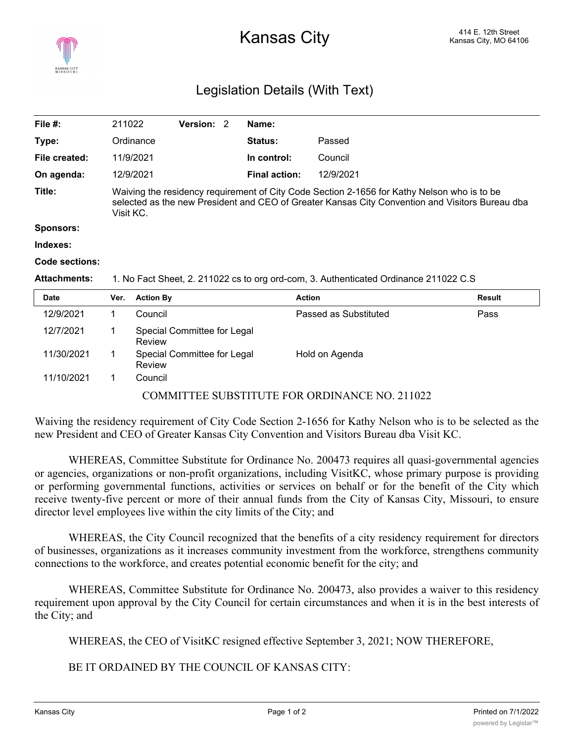# Kansas City

414 E. 12th Street
Kansas City, MO 64106

## Legislation Details (With Text)

| | | | |
|---|---|---|---|
| **File #:** | 211022 **Version:** 2 | **Name:** | |
| **Type:** | Ordinance | **Status:** | Passed |
| **File created:** | 11/9/2021 | **In control:** | Council |
| **On agenda:** | 12/9/2021 | **Final action:** | 12/9/2021 |

**Title:** Waiving the residency requirement of City Code Section 2-1656 for Kathy Nelson who is to be selected as the new President and CEO of Greater Kansas City Convention and Visitors Bureau dba Visit KC.

**Sponsors:**

**Indexes:**

**Code sections:**

**Attachments:** 1. No Fact Sheet, 2. 211022 cs to org ord-com, 3. Authenticated Ordinance 211022 C.S

| Date | Ver. | Action By | Action | Result |
|---|---|---|---|---|
| 12/9/2021 | 1 | Council | Passed as Substituted | Pass |
| 12/7/2021 | 1 | Special Committee for Legal Review | | |
| 11/30/2021 | 1 | Special Committee for Legal Review | Hold on Agenda | |
| 11/10/2021 | 1 | Council | | |

COMMITTEE SUBSTITUTE FOR ORDINANCE NO. 211022

Waiving the residency requirement of City Code Section 2-1656 for Kathy Nelson who is to be selected as the new President and CEO of Greater Kansas City Convention and Visitors Bureau dba Visit KC.

WHEREAS, Committee Substitute for Ordinance No. 200473 requires all quasi-governmental agencies or agencies, organizations or non-profit organizations, including VisitKC, whose primary purpose is providing or performing governmental functions, activities or services on behalf or for the benefit of the City which receive twenty-five percent or more of their annual funds from the City of Kansas City, Missouri, to ensure director level employees live within the city limits of the City; and

WHEREAS, the City Council recognized that the benefits of a city residency requirement for directors of businesses, organizations as it increases community investment from the workforce, strengthens community connections to the workforce, and creates potential economic benefit for the city; and

WHEREAS, Committee Substitute for Ordinance No. 200473, also provides a waiver to this residency requirement upon approval by the City Council for certain circumstances and when it is in the best interests of the City; and

WHEREAS, the CEO of VisitKC resigned effective September 3, 2021; NOW THEREFORE,

BE IT ORDAINED BY THE COUNCIL OF KANSAS CITY: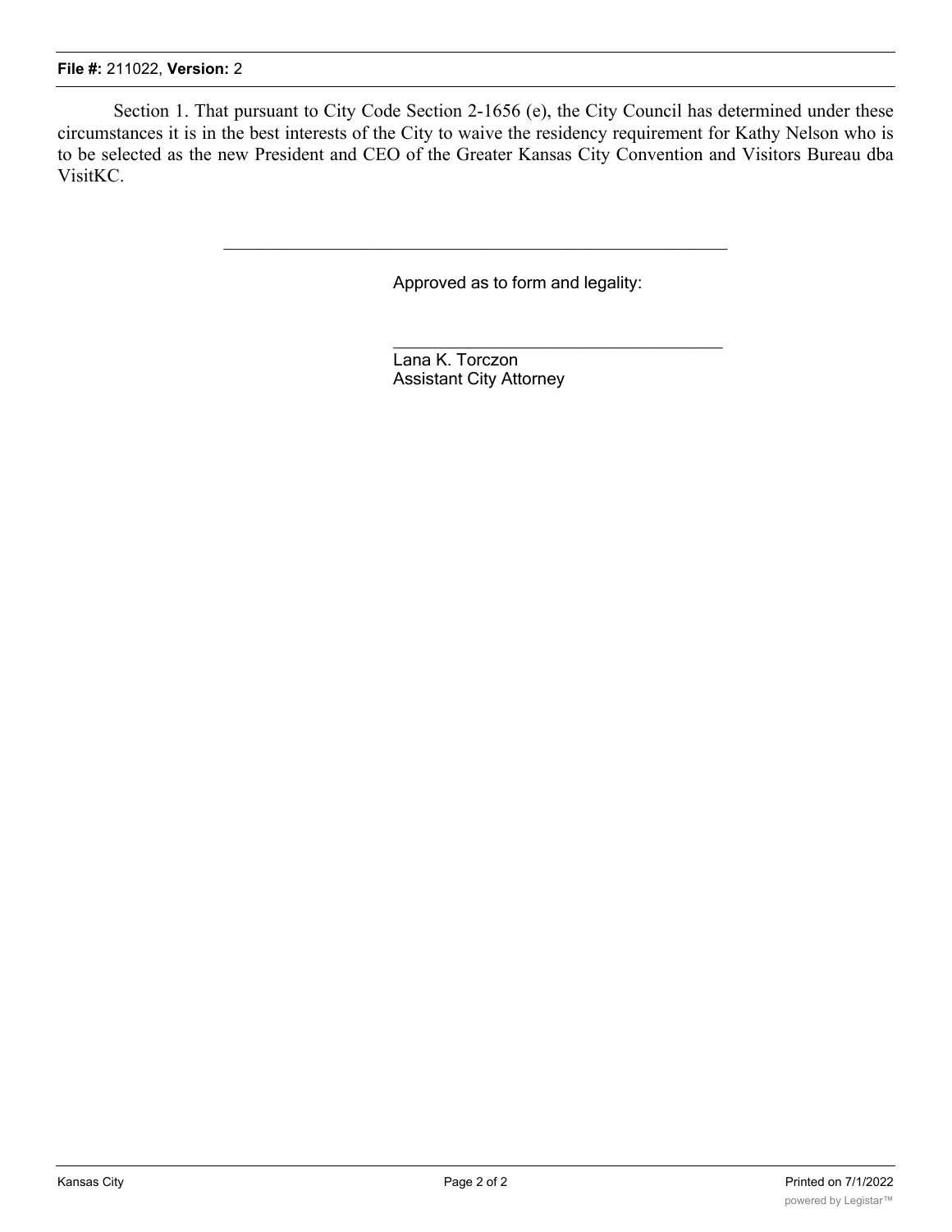Section 1. That pursuant to City Code Section 2-1656 (e), the City Council has determined under these circumstances it is in the best interests of the City to waive the residency requirement for Kathy Nelson who is to be selected as the new President and CEO of the Greater Kansas City Convention and Visitors Bureau dba VisitKC.

\_\_\_\_\_\_\_\_\_\_\_\_\_\_\_\_\_\_\_\_\_\_\_\_\_\_\_\_\_\_\_\_\_\_\_\_\_\_\_\_\_\_\_\_\_\_\_\_\_\_\_\_\_\_\_\_\_\_\_\_

Approved as to form and legality:

\_\_\_\_\_\_\_\_\_\_\_\_\_\_\_\_\_\_\_\_\_\_\_\_\_\_\_\_\_\_\_\_\_\_\_\_\_\_

Lana K. Torczon
Assistant City Attorney